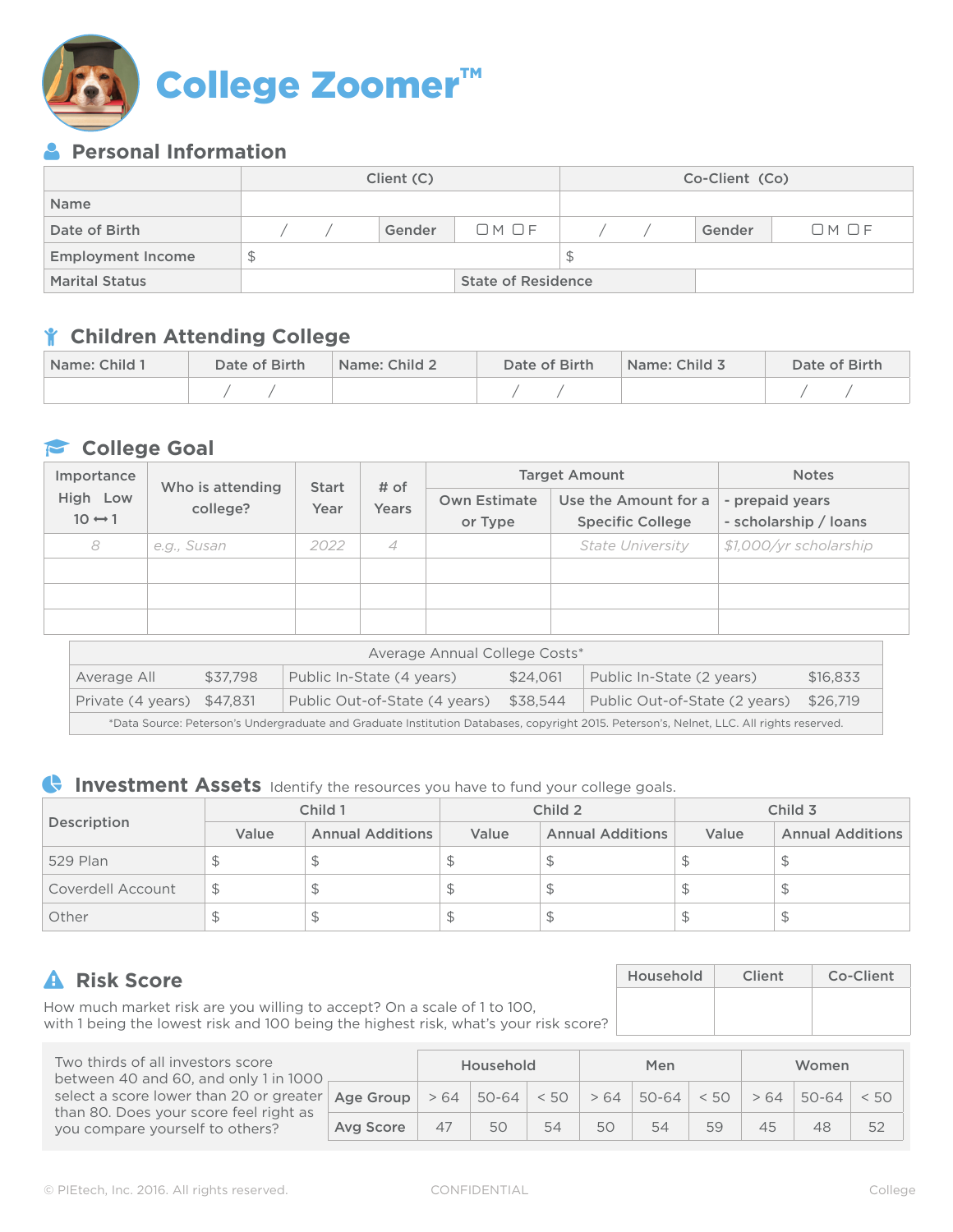# College Zoomer™

## Personal Information

| | Client (C) | | | Co-Client (Co) | | |
|---|---|---|---|---|---|---|
| Name | | | | | | |
| Date of Birth | / / | Gender | ❍ M ❍ F | / / | Gender | ❍ M ❍ F |
| Employment Income | $ | | | $ | | |
| Marital Status | | State of Residence | | | | |

## Children Attending College

| Name: Child 1 | Date of Birth | Name: Child 2 | Date of Birth | Name: Child 3 | Date of Birth |
|---|---|---|---|---|---|
| | / / | | / / | | / / |

## College Goal

| Importance High Low 10 ⟷ 1 | Who is attending college? | Start Year | # of Years | Target Amount | | Notes |
|---|---|---|---|---|---|---|
| | | | | Own Estimate or Type | Use the Amount for a Specific College | - prepaid years - scholarship / loans |
| *8* | *e.g., Susan* | *2022* | *4* | | *State University* | *$1,000/yr scholarship* |
| | | | | | | |
| | | | | | | |
| | | | | | | |

| Average Annual College Costs* | | | | | |
|---|---|---|---|---|---|
| Average All | $37,798 | Public In-State (4 years) | $24,061 | Public In-State (2 years) | $16,833 |
| Private (4 years) | $47,831 | Public Out-of-State (4 years) | $38,544 | Public Out-of-State (2 years) | $26,719 |

*Data Source: Peterson's Undergraduate and Graduate Institution Databases, copyright 2015. Peterson's, Nelnet, LLC. All rights reserved.

## Investment Assets

Identify the resources you have to fund your college goals.

| Description | Child 1 | | Child 2 | | Child 3 | |
|---|---|---|---|---|---|---|
| | Value | Annual Additions | Value | Annual Additions | Value | Annual Additions |
| 529 Plan | $ | $ | $ | $ | $ | $ |
| Coverdell Account | $ | $ | $ | $ | $ | $ |
| Other | $ | $ | $ | $ | $ | $ |

## Risk Score

How much market risk are you willing to accept? On a scale of 1 to 100, with 1 being the lowest risk and 100 being the highest risk, what's your risk score?

| Household | Client | Co-Client |
|---|---|---|
| | | |

Two thirds of all investors score between 40 and 60, and only 1 in 1000 select a score lower than 20 or greater than 80. Does your score feel right as you compare yourself to others?

| | Household | | | Men | | | Women | | |
|---|---|---|---|---|---|---|---|---|---|
| Age Group | > 64 | 50-64 | < 50 | > 64 | 50-64 | < 50 | > 64 | 50-64 | < 50 |
| Avg Score | 47 | 50 | 54 | 50 | 54 | 59 | 45 | 48 | 52 |

© PIEtech, Inc. 2016. All rights reserved. CONFIDENTIAL